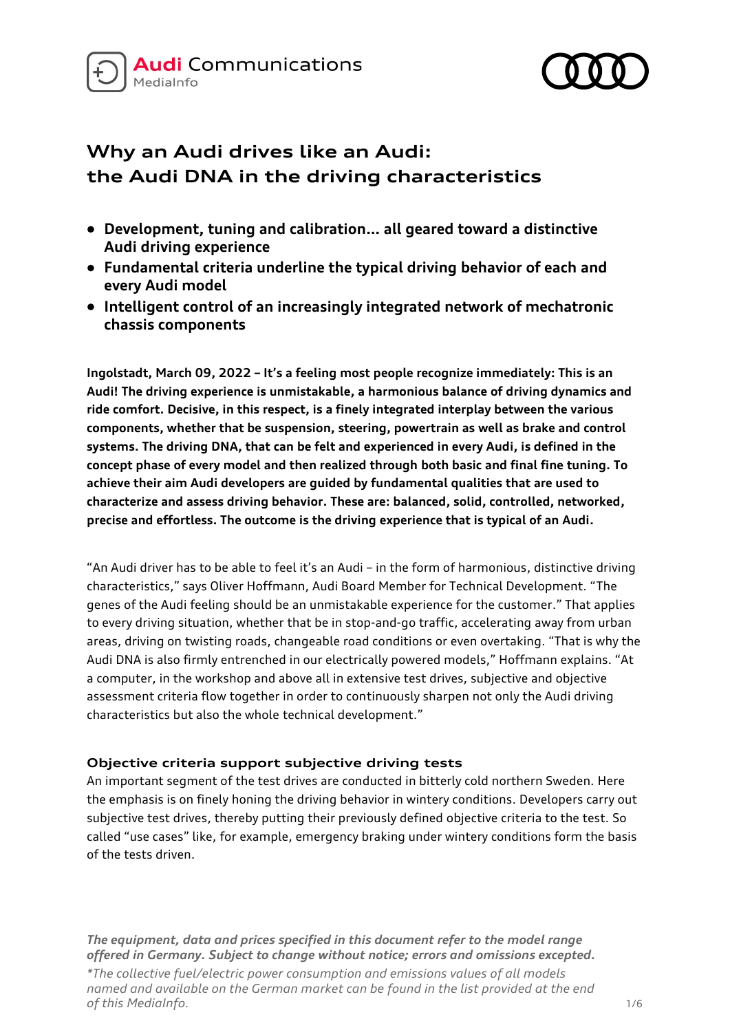Audi Communications
MediaInfo

# Why an Audi drives like an Audi: the Audi DNA in the driving characteristics

- **Development, tuning and calibration… all geared toward a distinctive Audi driving experience**
- **Fundamental criteria underline the typical driving behavior of each and every Audi model**
- **Intelligent control of an increasingly integrated network of mechatronic chassis components**

**Ingolstadt, March 09, 2022 – It's a feeling most people recognize immediately: This is an Audi! The driving experience is unmistakable, a harmonious balance of driving dynamics and ride comfort. Decisive, in this respect, is a finely integrated interplay between the various components, whether that be suspension, steering, powertrain as well as brake and control systems. The driving DNA, that can be felt and experienced in every Audi, is defined in the concept phase of every model and then realized through both basic and final fine tuning. To achieve their aim Audi developers are guided by fundamental qualities that are used to characterize and assess driving behavior. These are: balanced, solid, controlled, networked, precise and effortless. The outcome is the driving experience that is typical of an Audi.**

"An Audi driver has to be able to feel it's an Audi – in the form of harmonious, distinctive driving characteristics," says Oliver Hoffmann, Audi Board Member for Technical Development. "The genes of the Audi feeling should be an unmistakable experience for the customer." That applies to every driving situation, whether that be in stop-and-go traffic, accelerating away from urban areas, driving on twisting roads, changeable road conditions or even overtaking. "That is why the Audi DNA is also firmly entrenched in our electrically powered models," Hoffmann explains. "At a computer, in the workshop and above all in extensive test drives, subjective and objective assessment criteria flow together in order to continuously sharpen not only the Audi driving characteristics but also the whole technical development."

### Objective criteria support subjective driving tests

An important segment of the test drives are conducted in bitterly cold northern Sweden. Here the emphasis is on finely honing the driving behavior in wintery conditions. Developers carry out subjective test drives, thereby putting their previously defined objective criteria to the test. So called "use cases" like, for example, emergency braking under wintery conditions form the basis of the tests driven.

*The equipment, data and prices specified in this document refer to the model range offered in Germany. Subject to change without notice; errors and omissions excepted.*

*\*The collective fuel/electric power consumption and emissions values of all models named and available on the German market can be found in the list provided at the end of this MediaInfo.*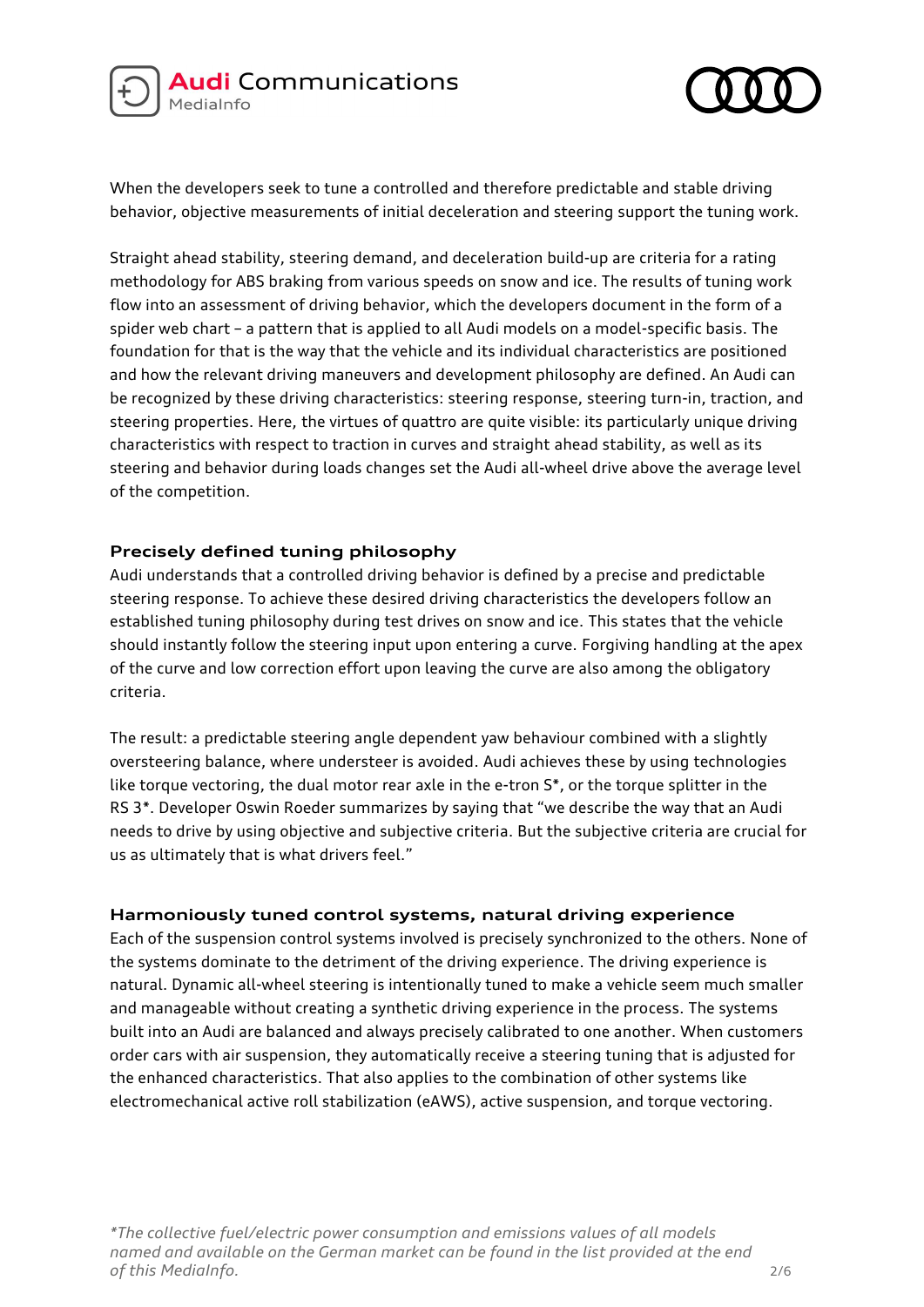When the developers seek to tune a controlled and therefore predictable and stable driving behavior, objective measurements of initial deceleration and steering support the tuning work.

Straight ahead stability, steering demand, and deceleration build-up are criteria for a rating methodology for ABS braking from various speeds on snow and ice. The results of tuning work flow into an assessment of driving behavior, which the developers document in the form of a spider web chart – a pattern that is applied to all Audi models on a model-specific basis. The foundation for that is the way that the vehicle and its individual characteristics are positioned and how the relevant driving maneuvers and development philosophy are defined. An Audi can be recognized by these driving characteristics: steering response, steering turn-in, traction, and steering properties. Here, the virtues of quattro are quite visible: its particularly unique driving characteristics with respect to traction in curves and straight ahead stability, as well as its steering and behavior during loads changes set the Audi all-wheel drive above the average level of the competition.

### Precisely defined tuning philosophy

Audi understands that a controlled driving behavior is defined by a precise and predictable steering response. To achieve these desired driving characteristics the developers follow an established tuning philosophy during test drives on snow and ice. This states that the vehicle should instantly follow the steering input upon entering a curve. Forgiving handling at the apex of the curve and low correction effort upon leaving the curve are also among the obligatory criteria.

The result: a predictable steering angle dependent yaw behaviour combined with a slightly oversteering balance, where understeer is avoided. Audi achieves these by using technologies like torque vectoring, the dual motor rear axle in the e-tron S*, or the torque splitter in the RS 3*. Developer Oswin Roeder summarizes by saying that "we describe the way that an Audi needs to drive by using objective and subjective criteria. But the subjective criteria are crucial for us as ultimately that is what drivers feel."

### Harmoniously tuned control systems, natural driving experience

Each of the suspension control systems involved is precisely synchronized to the others. None of the systems dominate to the detriment of the driving experience. The driving experience is natural. Dynamic all-wheel steering is intentionally tuned to make a vehicle seem much smaller and manageable without creating a synthetic driving experience in the process. The systems built into an Audi are balanced and always precisely calibrated to one another. When customers order cars with air suspension, they automatically receive a steering tuning that is adjusted for the enhanced characteristics. That also applies to the combination of other systems like electromechanical active roll stabilization (eAWS), active suspension, and torque vectoring.

*\*The collective fuel/electric power consumption and emissions values of all models named and available on the German market can be found in the list provided at the end of this MediaInfo.*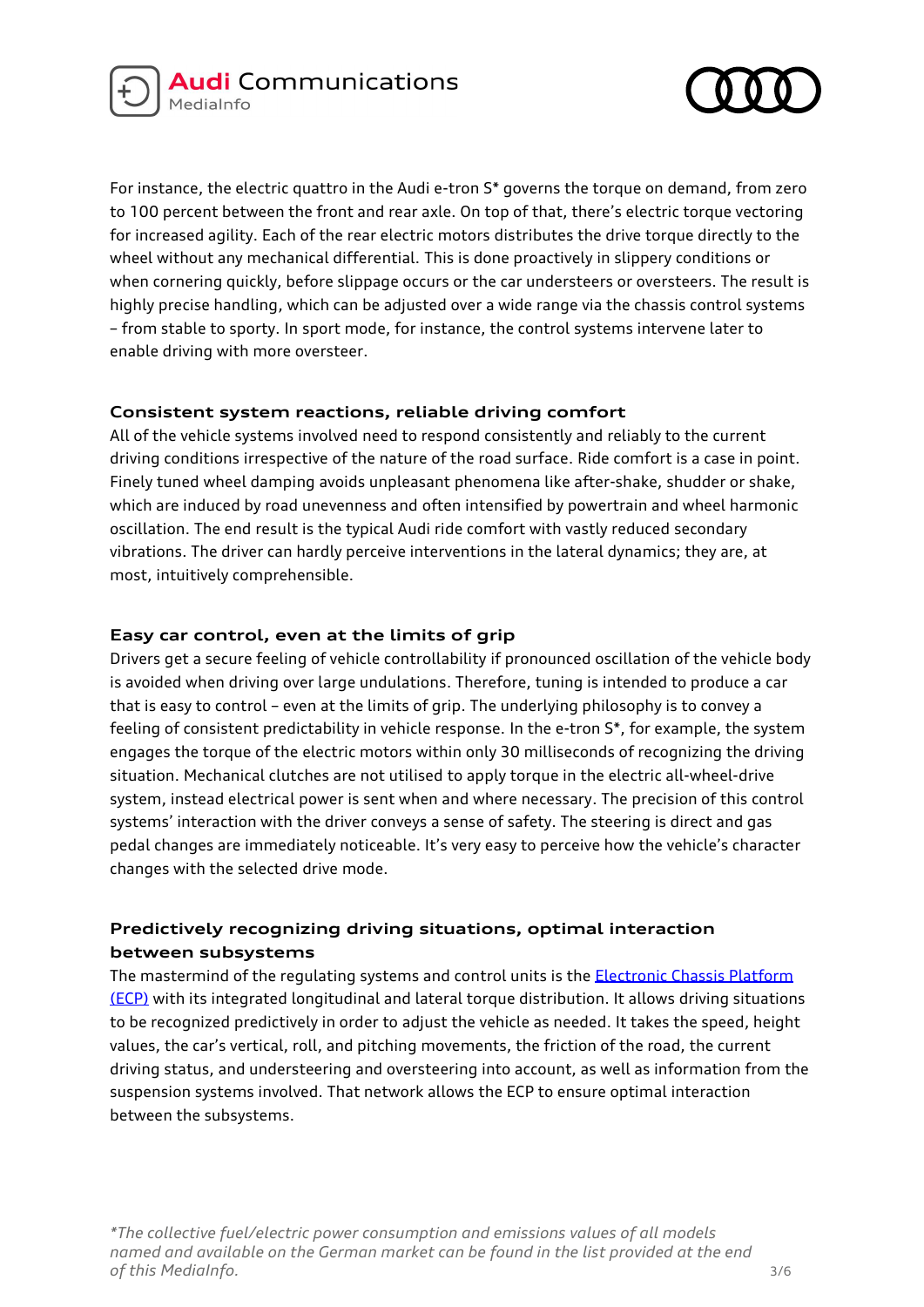For instance, the electric quattro in the Audi e-tron S* governs the torque on demand, from zero to 100 percent between the front and rear axle. On top of that, there's electric torque vectoring for increased agility. Each of the rear electric motors distributes the drive torque directly to the wheel without any mechanical differential. This is done proactively in slippery conditions or when cornering quickly, before slippage occurs or the car understeers or oversteers. The result is highly precise handling, which can be adjusted over a wide range via the chassis control systems – from stable to sporty. In sport mode, for instance, the control systems intervene later to enable driving with more oversteer.

### Consistent system reactions, reliable driving comfort

All of the vehicle systems involved need to respond consistently and reliably to the current driving conditions irrespective of the nature of the road surface. Ride comfort is a case in point. Finely tuned wheel damping avoids unpleasant phenomena like after-shake, shudder or shake, which are induced by road unevenness and often intensified by powertrain and wheel harmonic oscillation. The end result is the typical Audi ride comfort with vastly reduced secondary vibrations. The driver can hardly perceive interventions in the lateral dynamics; they are, at most, intuitively comprehensible.

### Easy car control, even at the limits of grip

Drivers get a secure feeling of vehicle controllability if pronounced oscillation of the vehicle body is avoided when driving over large undulations. Therefore, tuning is intended to produce a car that is easy to control – even at the limits of grip. The underlying philosophy is to convey a feeling of consistent predictability in vehicle response. In the e-tron S*, for example, the system engages the torque of the electric motors within only 30 milliseconds of recognizing the driving situation. Mechanical clutches are not utilised to apply torque in the electric all-wheel-drive system, instead electrical power is sent when and where necessary. The precision of this control systems' interaction with the driver conveys a sense of safety. The steering is direct and gas pedal changes are immediately noticeable. It's very easy to perceive how the vehicle's character changes with the selected drive mode.

### Predictively recognizing driving situations, optimal interaction between subsystems

The mastermind of the regulating systems and control units is the Electronic Chassis Platform (ECP) with its integrated longitudinal and lateral torque distribution. It allows driving situations to be recognized predictively in order to adjust the vehicle as needed. It takes the speed, height values, the car's vertical, roll, and pitching movements, the friction of the road, the current driving status, and understeering and oversteering into account, as well as information from the suspension systems involved. That network allows the ECP to ensure optimal interaction between the subsystems.

*\*The collective fuel/electric power consumption and emissions values of all models named and available on the German market can be found in the list provided at the end of this MediaInfo.*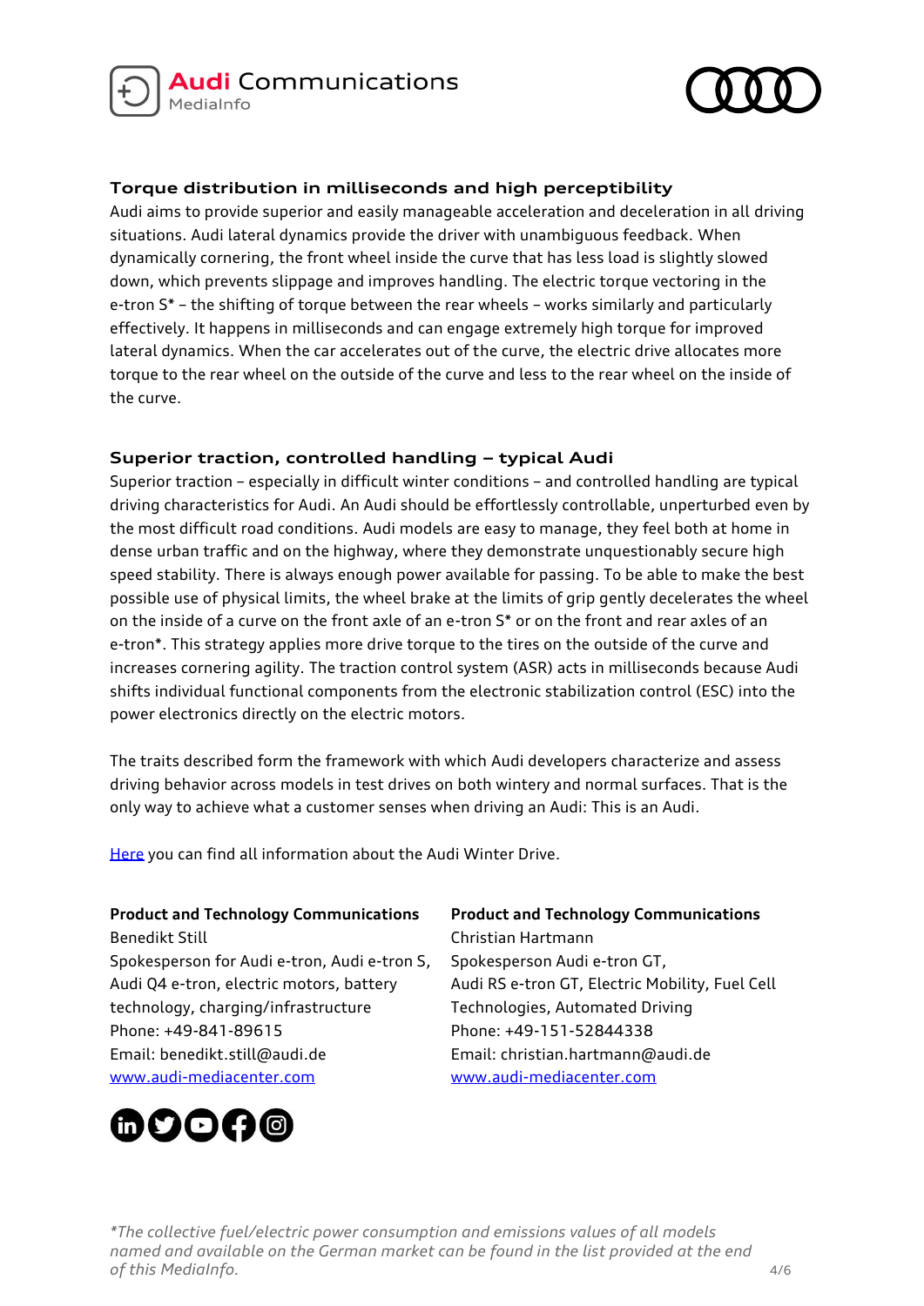## Torque distribution in milliseconds and high perceptibility

Audi aims to provide superior and easily manageable acceleration and deceleration in all driving situations. Audi lateral dynamics provide the driver with unambiguous feedback. When dynamically cornering, the front wheel inside the curve that has less load is slightly slowed down, which prevents slippage and improves handling. The electric torque vectoring in the e-tron S* – the shifting of torque between the rear wheels – works similarly and particularly effectively. It happens in milliseconds and can engage extremely high torque for improved lateral dynamics. When the car accelerates out of the curve, the electric drive allocates more torque to the rear wheel on the outside of the curve and less to the rear wheel on the inside of the curve.

## Superior traction, controlled handling – typical Audi

Superior traction – especially in difficult winter conditions – and controlled handling are typical driving characteristics for Audi. An Audi should be effortlessly controllable, unperturbed even by the most difficult road conditions. Audi models are easy to manage, they feel both at home in dense urban traffic and on the highway, where they demonstrate unquestionably secure high speed stability. There is always enough power available for passing. To be able to make the best possible use of physical limits, the wheel brake at the limits of grip gently decelerates the wheel on the inside of a curve on the front axle of an e-tron S* or on the front and rear axles of an e-tron*. This strategy applies more drive torque to the tires on the outside of the curve and increases cornering agility. The traction control system (ASR) acts in milliseconds because Audi shifts individual functional components from the electronic stabilization control (ESC) into the power electronics directly on the electric motors.

The traits described form the framework with which Audi developers characterize and assess driving behavior across models in test drives on both wintery and normal surfaces. That is the only way to achieve what a customer senses when driving an Audi: This is an Audi.

Here you can find all information about the Audi Winter Drive.

**Product and Technology Communications**
Benedikt Still
Spokesperson for Audi e-tron, Audi e-tron S, Audi Q4 e-tron, electric motors, battery technology, charging/infrastructure
Phone: +49-841-89615
Email: benedikt.still@audi.de
www.audi-mediacenter.com

**Product and Technology Communications**
Christian Hartmann
Spokesperson Audi e-tron GT, Audi RS e-tron GT, Electric Mobility, Fuel Cell Technologies, Automated Driving
Phone: +49-151-52844338
Email: christian.hartmann@audi.de
www.audi-mediacenter.com

*\*The collective fuel/electric power consumption and emissions values of all models named and available on the German market can be found in the list provided at the end of this MediaInfo.*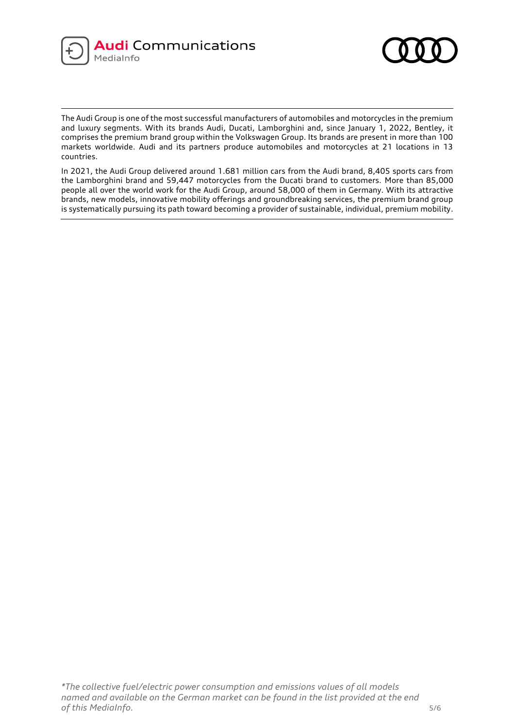The Audi Group is one of the most successful manufacturers of automobiles and motorcycles in the premium and luxury segments. With its brands Audi, Ducati, Lamborghini and, since January 1, 2022, Bentley, it comprises the premium brand group within the Volkswagen Group. Its brands are present in more than 100 markets worldwide. Audi and its partners produce automobiles and motorcycles at 21 locations in 13 countries.

In 2021, the Audi Group delivered around 1.681 million cars from the Audi brand, 8,405 sports cars from the Lamborghini brand and 59,447 motorcycles from the Ducati brand to customers. More than 85,000 people all over the world work for the Audi Group, around 58,000 of them in Germany. With its attractive brands, new models, innovative mobility offerings and groundbreaking services, the premium brand group is systematically pursuing its path toward becoming a provider of sustainable, individual, premium mobility.

*\*The collective fuel/electric power consumption and emissions values of all models named and available on the German market can be found in the list provided at the end of this MediaInfo.*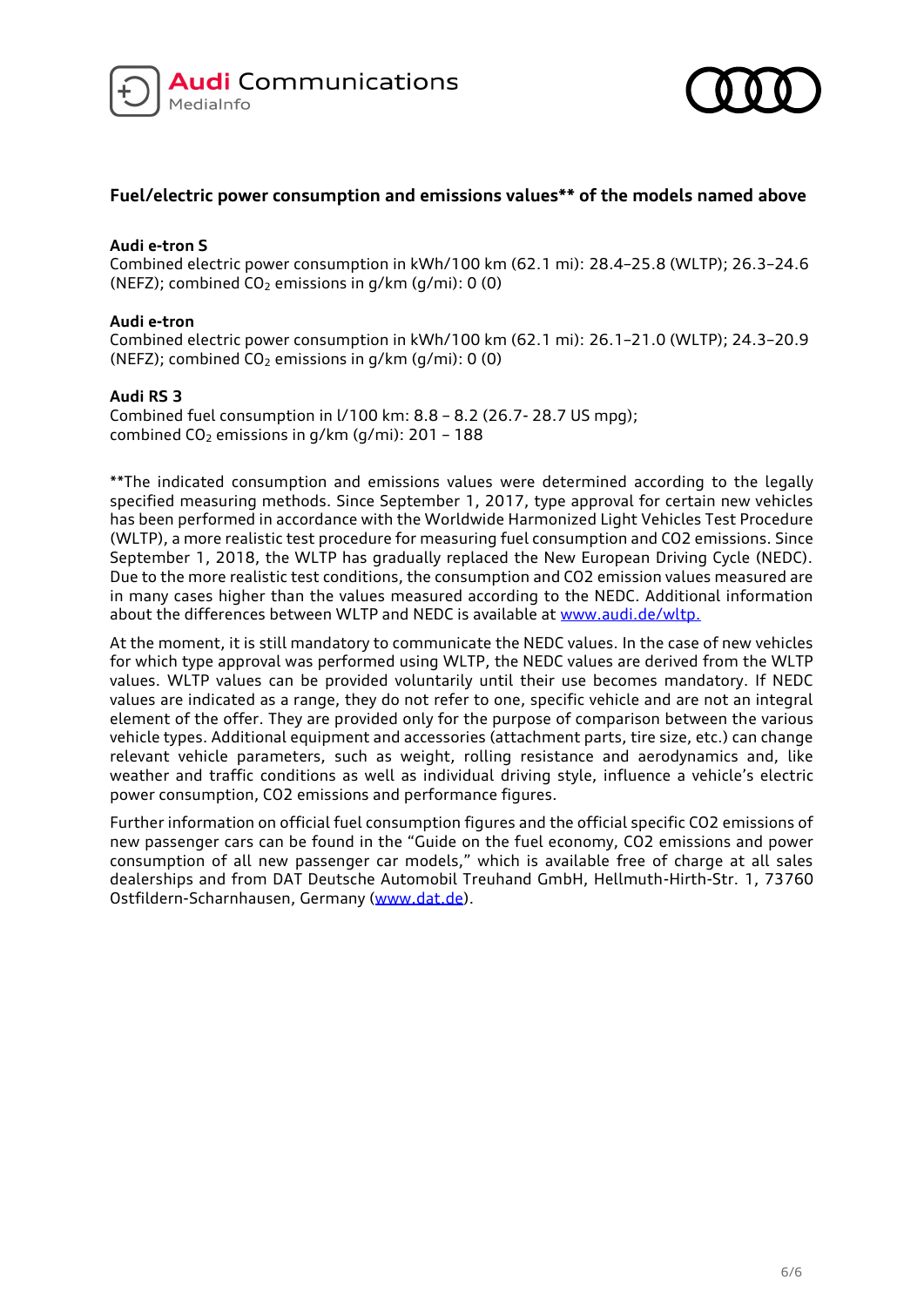## Fuel/electric power consumption and emissions values** of the models named above

**Audi e-tron S**
Combined electric power consumption in kWh/100 km (62.1 mi): 28.4–25.8 (WLTP); 26.3–24.6 (NEFZ); combined $CO_2$ emissions in g/km (g/mi): 0 (0)

**Audi e-tron**
Combined electric power consumption in kWh/100 km (62.1 mi): 26.1–21.0 (WLTP); 24.3–20.9 (NEFZ); combined $CO_2$ emissions in g/km (g/mi): 0 (0)

**Audi RS 3**
Combined fuel consumption in l/100 km: 8.8 – 8.2 (26.7- 28.7 US mpg);
combined $CO_2$ emissions in g/km (g/mi): 201 – 188

**The indicated consumption and emissions values were determined according to the legally specified measuring methods. Since September 1, 2017, type approval for certain new vehicles has been performed in accordance with the Worldwide Harmonized Light Vehicles Test Procedure (WLTP), a more realistic test procedure for measuring fuel consumption and CO2 emissions. Since September 1, 2018, the WLTP has gradually replaced the New European Driving Cycle (NEDC). Due to the more realistic test conditions, the consumption and CO2 emission values measured are in many cases higher than the values measured according to the NEDC. Additional information about the differences between WLTP and NEDC is available at www.audi.de/wltp.

At the moment, it is still mandatory to communicate the NEDC values. In the case of new vehicles for which type approval was performed using WLTP, the NEDC values are derived from the WLTP values. WLTP values can be provided voluntarily until their use becomes mandatory. If NEDC values are indicated as a range, they do not refer to one, specific vehicle and are not an integral element of the offer. They are provided only for the purpose of comparison between the various vehicle types. Additional equipment and accessories (attachment parts, tire size, etc.) can change relevant vehicle parameters, such as weight, rolling resistance and aerodynamics and, like weather and traffic conditions as well as individual driving style, influence a vehicle's electric power consumption, CO2 emissions and performance figures.

Further information on official fuel consumption figures and the official specific CO2 emissions of new passenger cars can be found in the "Guide on the fuel economy, CO2 emissions and power consumption of all new passenger car models," which is available free of charge at all sales dealerships and from DAT Deutsche Automobil Treuhand GmbH, Hellmuth-Hirth-Str. 1, 73760 Ostfildern-Scharnhausen, Germany (www.dat.de).